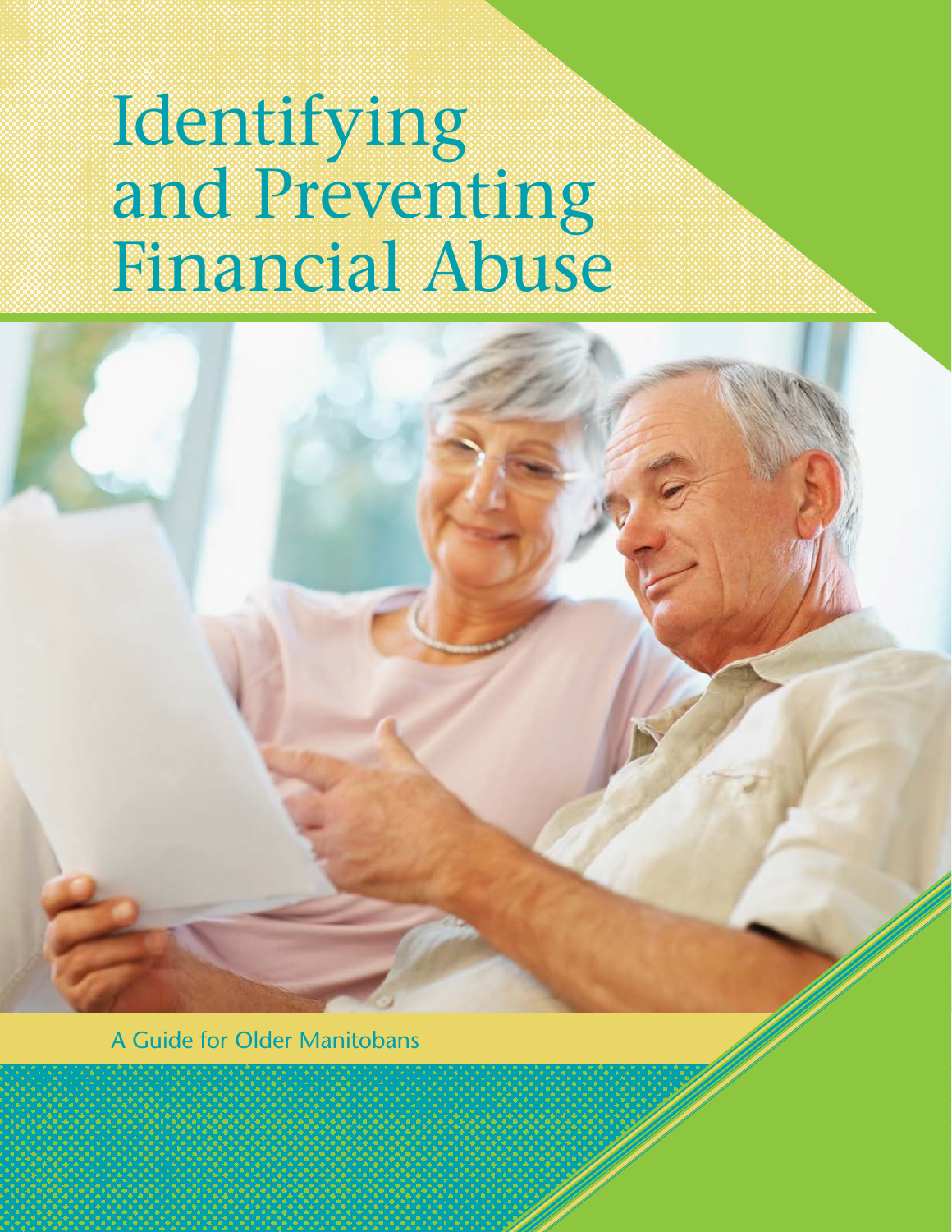# Identifying and Preventing Financial Abuse

A Guide for Older Manitobans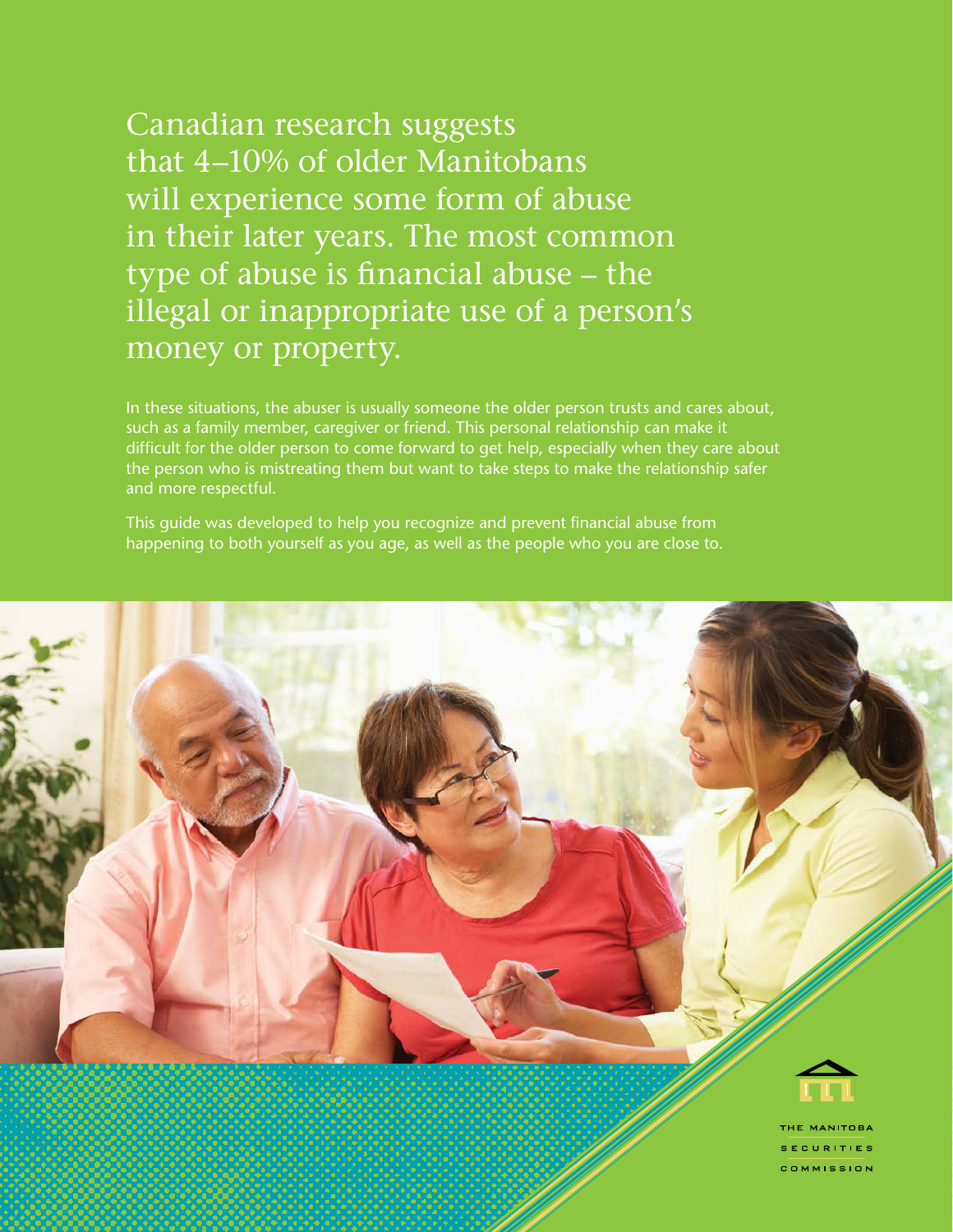# Canadian research suggests that 4–10% of older Manitobans will experience some form of abuse in their later years. The most common type of abuse is financial abuse – the illegal or inappropriate use of a person's money or property.

In these situations, the abuser is usually someone the older person trusts and cares about, such as a family member, caregiver or friend. This personal relationship can make it difficult for the older person to come forward to get help, especially when they care about the person who is mistreating them but want to take steps to make the relationship safer and more respectful.

This guide was developed to help you recognize and prevent financial abuse from happening to both yourself as you age, as well as the people who you are close to.

THE MANITOBA SECURITIES COMMISSION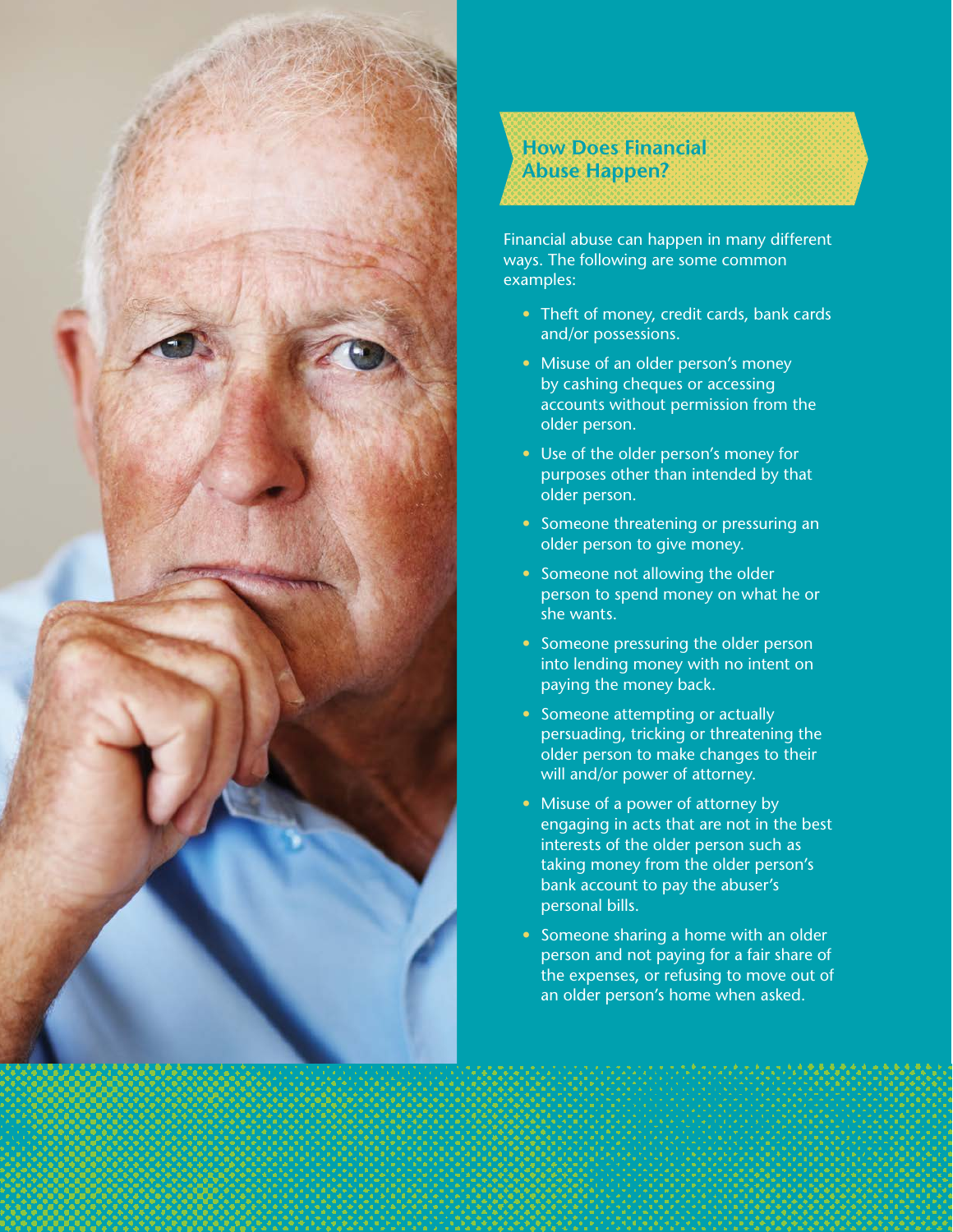## How Does Financial Abuse Happen?

Financial abuse can happen in many different ways. The following are some common examples:

- Theft of money, credit cards, bank cards and/or possessions.
- Misuse of an older person's money by cashing cheques or accessing accounts without permission from the older person.
- Use of the older person's money for purposes other than intended by that older person.
- Someone threatening or pressuring an older person to give money.
- Someone not allowing the older person to spend money on what he or she wants.
- Someone pressuring the older person into lending money with no intent on paying the money back.
- Someone attempting or actually persuading, tricking or threatening the older person to make changes to their will and/or power of attorney.
- Misuse of a power of attorney by engaging in acts that are not in the best interests of the older person such as taking money from the older person's bank account to pay the abuser's personal bills.
- Someone sharing a home with an older person and not paying for a fair share of the expenses, or refusing to move out of an older person's home when asked.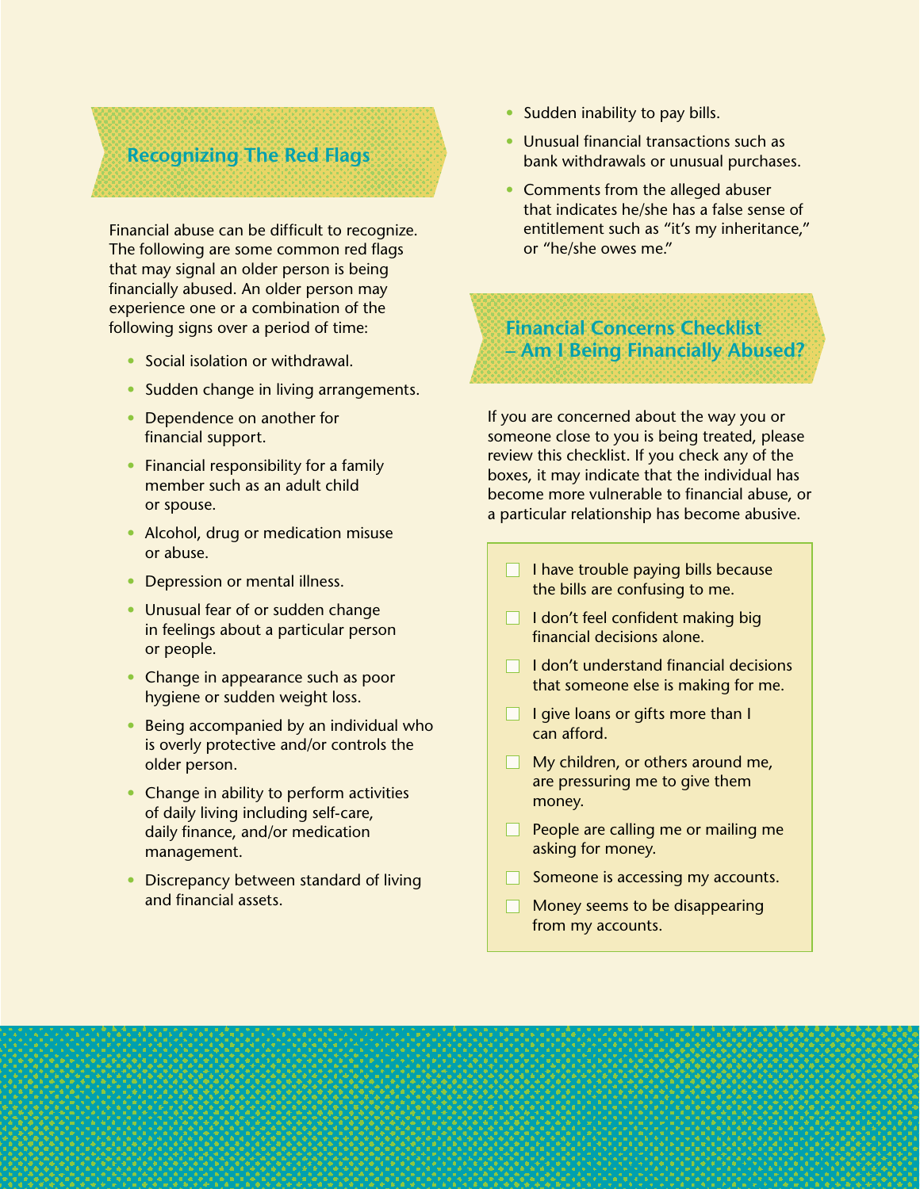## Recognizing The Red Flags

Financial abuse can be difficult to recognize. The following are some common red flags that may signal an older person is being financially abused. An older person may experience one or a combination of the following signs over a period of time:

- Social isolation or withdrawal.
- Sudden change in living arrangements.
- Dependence on another for financial support.
- Financial responsibility for a family member such as an adult child or spouse.
- Alcohol, drug or medication misuse or abuse.
- Depression or mental illness.
- Unusual fear of or sudden change in feelings about a particular person or people.
- Change in appearance such as poor hygiene or sudden weight loss.
- Being accompanied by an individual who is overly protective and/or controls the older person.
- Change in ability to perform activities of daily living including self-care, daily finance, and/or medication management.
- Discrepancy between standard of living and financial assets.
- Sudden inability to pay bills.
- Unusual financial transactions such as bank withdrawals or unusual purchases.
- Comments from the alleged abuser that indicates he/she has a false sense of entitlement such as "it's my inheritance," or "he/she owes me."

## Financial Concerns Checklist – Am I Being Financially Abused?

If you are concerned about the way you or someone close to you is being treated, please review this checklist. If you check any of the boxes, it may indicate that the individual has become more vulnerable to financial abuse, or a particular relationship has become abusive.

- [ ] I have trouble paying bills because the bills are confusing to me.
- [ ] I don't feel confident making big financial decisions alone.
- [ ] I don't understand financial decisions that someone else is making for me.
- [ ] I give loans or gifts more than I can afford.
- [ ] My children, or others around me, are pressuring me to give them money.
- [ ] People are calling me or mailing me asking for money.
- [ ] Someone is accessing my accounts.
- [ ] Money seems to be disappearing from my accounts.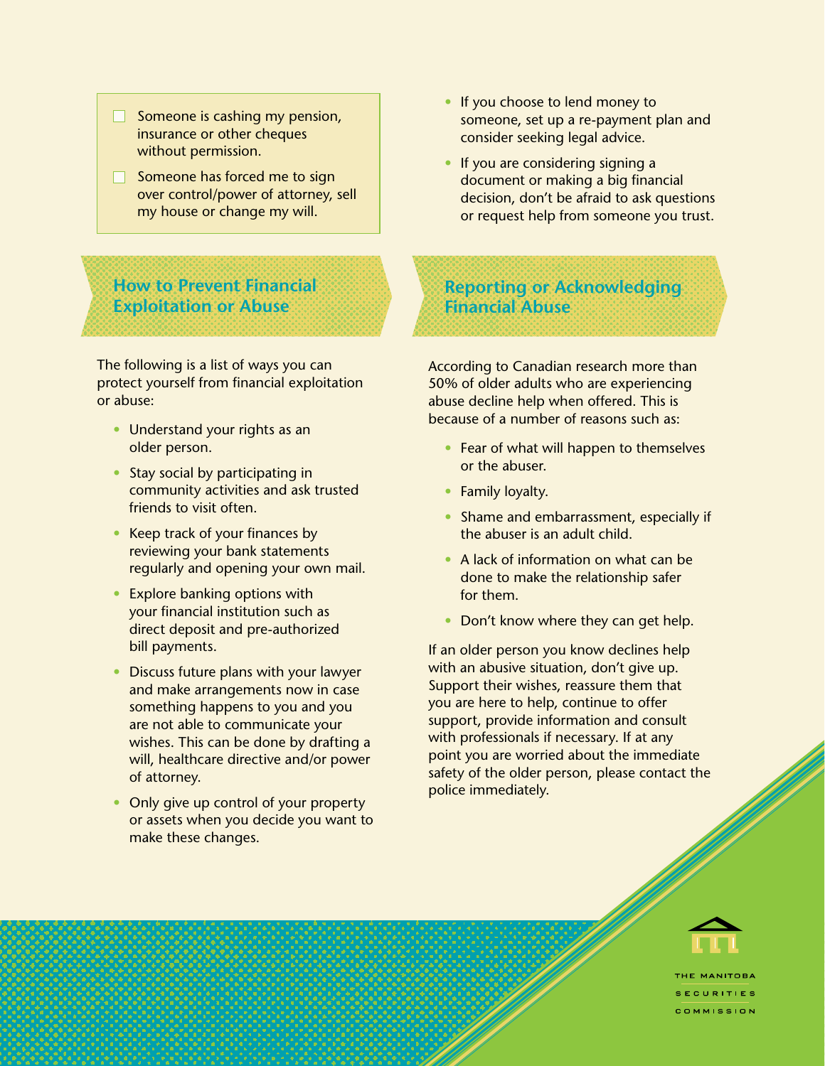- [ ] Someone is cashing my pension, insurance or other cheques without permission.
- [ ] Someone has forced me to sign over control/power of attorney, sell my house or change my will.

- If you choose to lend money to someone, set up a re-payment plan and consider seeking legal advice.
- If you are considering signing a document or making a big financial decision, don't be afraid to ask questions or request help from someone you trust.

## How to Prevent Financial Exploitation or Abuse

The following is a list of ways you can protect yourself from financial exploitation or abuse:

- Understand your rights as an older person.
- Stay social by participating in community activities and ask trusted friends to visit often.
- Keep track of your finances by reviewing your bank statements regularly and opening your own mail.
- Explore banking options with your financial institution such as direct deposit and pre-authorized bill payments.
- Discuss future plans with your lawyer and make arrangements now in case something happens to you and you are not able to communicate your wishes. This can be done by drafting a will, healthcare directive and/or power of attorney.
- Only give up control of your property or assets when you decide you want to make these changes.

## Reporting or Acknowledging Financial Abuse

According to Canadian research more than 50% of older adults who are experiencing abuse decline help when offered. This is because of a number of reasons such as:

- Fear of what will happen to themselves or the abuser.
- Family loyalty.
- Shame and embarrassment, especially if the abuser is an adult child.
- A lack of information on what can be done to make the relationship safer for them.
- Don't know where they can get help.

If an older person you know declines help with an abusive situation, don't give up. Support their wishes, reassure them that you are here to help, continue to offer support, provide information and consult with professionals if necessary. If at any point you are worried about the immediate safety of the older person, please contact the police immediately.

THE MANITOBA SECURITIES COMMISSION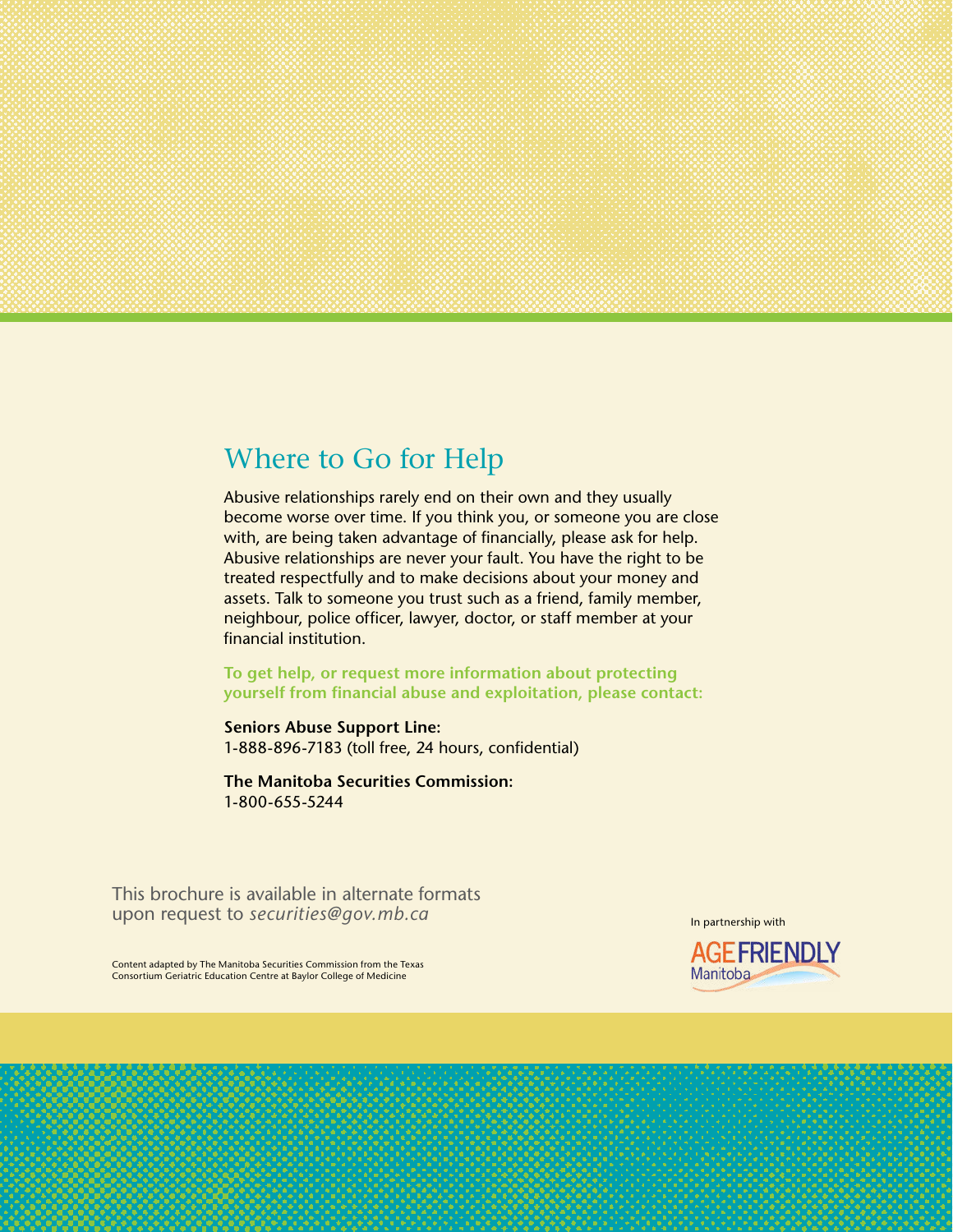## Where to Go for Help

Abusive relationships rarely end on their own and they usually become worse over time. If you think you, or someone you are close with, are being taken advantage of financially, please ask for help. Abusive relationships are never your fault. You have the right to be treated respectfully and to make decisions about your money and assets. Talk to someone you trust such as a friend, family member, neighbour, police officer, lawyer, doctor, or staff member at your financial institution.

**To get help, or request more information about protecting yourself from financial abuse and exploitation, please contact:**

**Seniors Abuse Support Line:**
1-888-896-7183 (toll free, 24 hours, confidential)

**The Manitoba Securities Commission:**
1-800-655-5244

This brochure is available in alternate formats upon request to *securities@gov.mb.ca*

Content adapted by The Manitoba Securities Commission from the Texas Consortium Geriatric Education Centre at Baylor College of Medicine

In partnership with

AGEFRIENDLY Manitoba